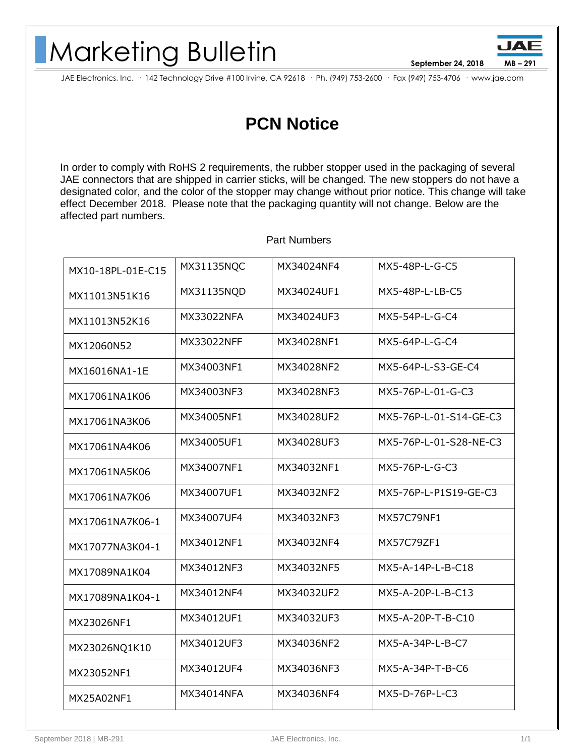# Marketing Bulletin

**September 24, 2018** **MB – 291**

JAE Electronics, Inc. · 142 Technology Drive #100 Irvine, CA 92618 · Ph. (949) 753-2600 · Fax (949) 753-4706 · www.jae.com

## PCN Notice

In order to comply with RoHS 2 requirements, the rubber stopper used in the packaging of several JAE connectors that are shipped in carrier sticks, will be changed. The new stoppers do not have a designated color, and the color of the stopper may change without prior notice. This change will take effect December 2018. Please note that the packaging quantity will not change. Below are the affected part numbers.

Part Numbers

| | | | |
|---|---|---|---|
| MX10-18PL-01E-C15 | MX31135NQC | MX34024NF4 | MX5-48P-L-G-C5 |
| MX11013N51K16 | MX31135NQD | MX34024UF1 | MX5-48P-L-LB-C5 |
| MX11013N52K16 | MX33022NFA | MX34024UF3 | MX5-54P-L-G-C4 |
| MX12060N52 | MX33022NFF | MX34028NF1 | MX5-64P-L-G-C4 |
| MX16016NA1-1E | MX34003NF1 | MX34028NF2 | MX5-64P-L-S3-GE-C4 |
| MX17061NA1K06 | MX34003NF3 | MX34028NF3 | MX5-76P-L-01-G-C3 |
| MX17061NA3K06 | MX34005NF1 | MX34028UF2 | MX5-76P-L-01-S14-GE-C3 |
| MX17061NA4K06 | MX34005UF1 | MX34028UF3 | MX5-76P-L-01-S28-NE-C3 |
| MX17061NA5K06 | MX34007NF1 | MX34032NF1 | MX5-76P-L-G-C3 |
| MX17061NA7K06 | MX34007UF1 | MX34032NF2 | MX5-76P-L-P1S19-GE-C3 |
| MX17061NA7K06-1 | MX34007UF4 | MX34032NF3 | MX57C79NF1 |
| MX17077NA3K04-1 | MX34012NF1 | MX34032NF4 | MX57C79ZF1 |
| MX17089NA1K04 | MX34012NF3 | MX34032NF5 | MX5-A-14P-L-B-C18 |
| MX17089NA1K04-1 | MX34012NF4 | MX34032UF2 | MX5-A-20P-L-B-C13 |
| MX23026NF1 | MX34012UF1 | MX34032UF3 | MX5-A-20P-T-B-C10 |
| MX23026NQ1K10 | MX34012UF3 | MX34036NF2 | MX5-A-34P-L-B-C7 |
| MX23052NF1 | MX34012UF4 | MX34036NF3 | MX5-A-34P-T-B-C6 |
| MX25A02NF1 | MX34014NFA | MX34036NF4 | MX5-D-76P-L-C3 |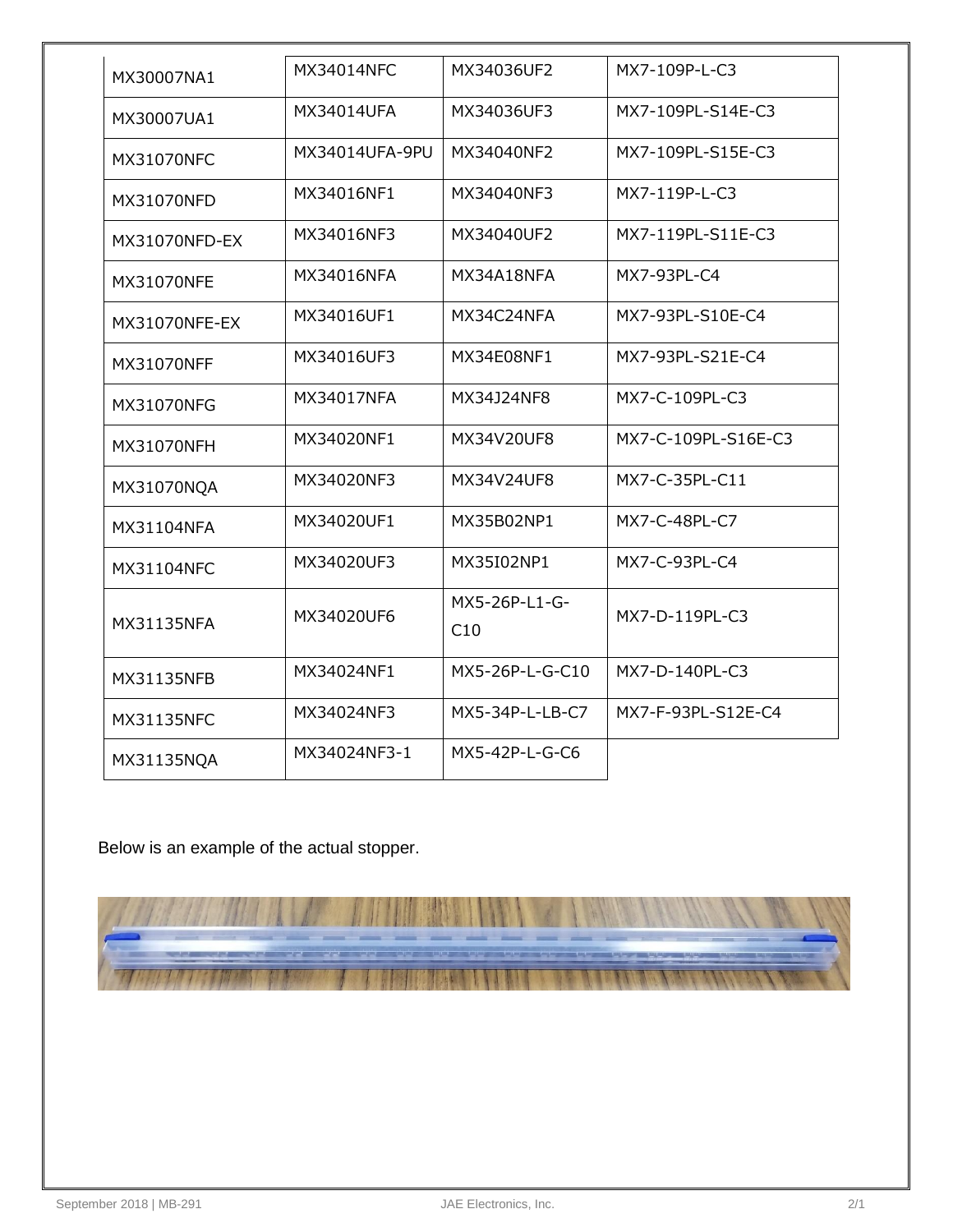| | | | |
|---|---|---|---|
| MX30007NA1 | MX34014NFC | MX34036UF2 | MX7-109P-L-C3 |
| MX30007UA1 | MX34014UFA | MX34036UF3 | MX7-109PL-S14E-C3 |
| MX31070NFC | MX34014UFA-9PU | MX34040NF2 | MX7-109PL-S15E-C3 |
| MX31070NFD | MX34016NF1 | MX34040NF3 | MX7-119P-L-C3 |
| MX31070NFD-EX | MX34016NF3 | MX34040UF2 | MX7-119PL-S11E-C3 |
| MX31070NFE | MX34016NFA | MX34A18NFA | MX7-93PL-C4 |
| MX31070NFE-EX | MX34016UF1 | MX34C24NFA | MX7-93PL-S10E-C4 |
| MX31070NFF | MX34016UF3 | MX34E08NF1 | MX7-93PL-S21E-C4 |
| MX31070NFG | MX34017NFA | MX34J24NF8 | MX7-C-109PL-C3 |
| MX31070NFH | MX34020NF1 | MX34V20UF8 | MX7-C-109PL-S16E-C3 |
| MX31070NQA | MX34020NF3 | MX34V24UF8 | MX7-C-35PL-C11 |
| MX31104NFA | MX34020UF1 | MX35B02NP1 | MX7-C-48PL-C7 |
| MX31104NFC | MX34020UF3 | MX35I02NP1 | MX7-C-93PL-C4 |
| MX31135NFA | MX34020UF6 | MX5-26P-L1-G-C10 | MX7-D-119PL-C3 |
| MX31135NFB | MX34024NF1 | MX5-26P-L-G-C10 | MX7-D-140PL-C3 |
| MX31135NFC | MX34024NF3 | MX5-34P-L-LB-C7 | MX7-F-93PL-S12E-C4 |
| MX31135NQA | MX34024NF3-1 | MX5-42P-L-G-C6 | |

Below is an example of the actual stopper.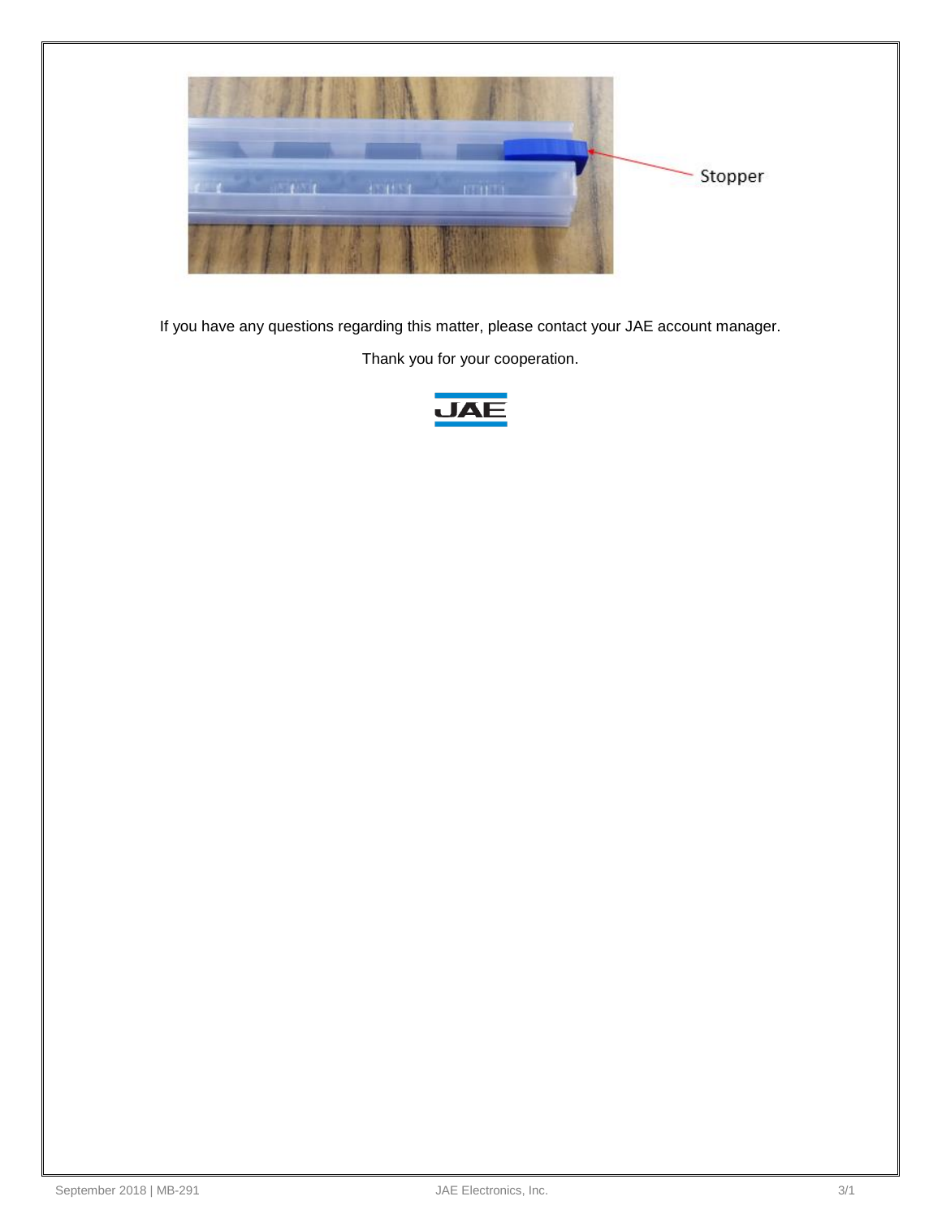Stopper

If you have any questions regarding this matter, please contact your JAE account manager.

Thank you for your cooperation.

JAE